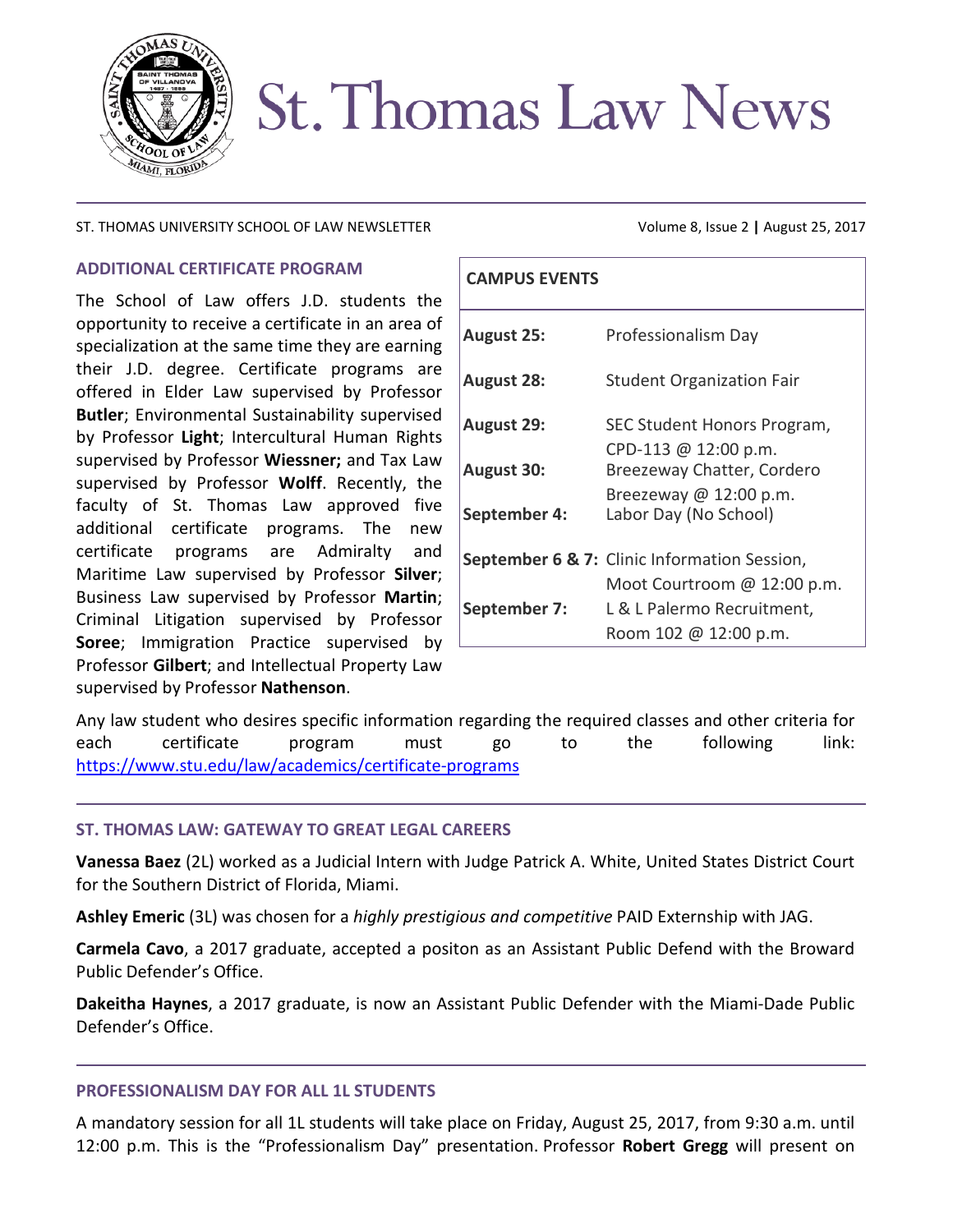# St. Thomas Law News

ST. THOMAS UNIVERSITY SCHOOL OF LAW NEWSLETTER

Volume 8, Issue 2 | August 25, 2017

## ADDITIONAL CERTIFICATE PROGRAM

The School of Law offers J.D. students the opportunity to receive a certificate in an area of specialization at the same time they are earning their J.D. degree. Certificate programs are offered in Elder Law supervised by Professor **Butler**; Environmental Sustainability supervised by Professor **Light**; Intercultural Human Rights supervised by Professor **Wiessner;** and Tax Law supervised by Professor **Wolff**. Recently, the faculty of St. Thomas Law approved five additional certificate programs. The new certificate programs are Admiralty and Maritime Law supervised by Professor **Silver**; Business Law supervised by Professor **Martin**; Criminal Litigation supervised by Professor **Soree**; Immigration Practice supervised by Professor **Gilbert**; and Intellectual Property Law supervised by Professor **Nathenson**.

Any law student who desires specific information regarding the required classes and other criteria for each certificate program must go to the following link: [https://www.stu.edu/law/academics/certificate-programs](https://www.stu.edu/law/academics/certificate-programs)

## CAMPUS EVENTS

| | |
|---|---|
| **August 25:** | Professionalism Day |
| **August 28:** | Student Organization Fair |
| **August 29:** | SEC Student Honors Program, CPD-113 @ 12:00 p.m. |
| **August 30:** | Breezeway Chatter, Cordero Breezeway @ 12:00 p.m. |
| **September 4:** | Labor Day (No School) |
| **September 6 & 7:** | Clinic Information Session, Moot Courtroom @ 12:00 p.m. |
| **September 7:** | L & L Palermo Recruitment, Room 102 @ 12:00 p.m. |

## ST. THOMAS LAW: GATEWAY TO GREAT LEGAL CAREERS

**Vanessa Baez** (2L) worked as a Judicial Intern with Judge Patrick A. White, United States District Court for the Southern District of Florida, Miami.

**Ashley Emeric** (3L) was chosen for a *highly prestigious and competitive* PAID Externship with JAG.

**Carmela Cavo**, a 2017 graduate, accepted a positon as an Assistant Public Defend with the Broward Public Defender's Office.

**Dakeitha Haynes**, a 2017 graduate, is now an Assistant Public Defender with the Miami-Dade Public Defender's Office.

## PROFESSIONALISM DAY FOR ALL 1L STUDENTS

A mandatory session for all 1L students will take place on Friday, August 25, 2017, from 9:30 a.m. until 12:00 p.m. This is the "Professionalism Day" presentation. Professor **Robert Gregg** will present on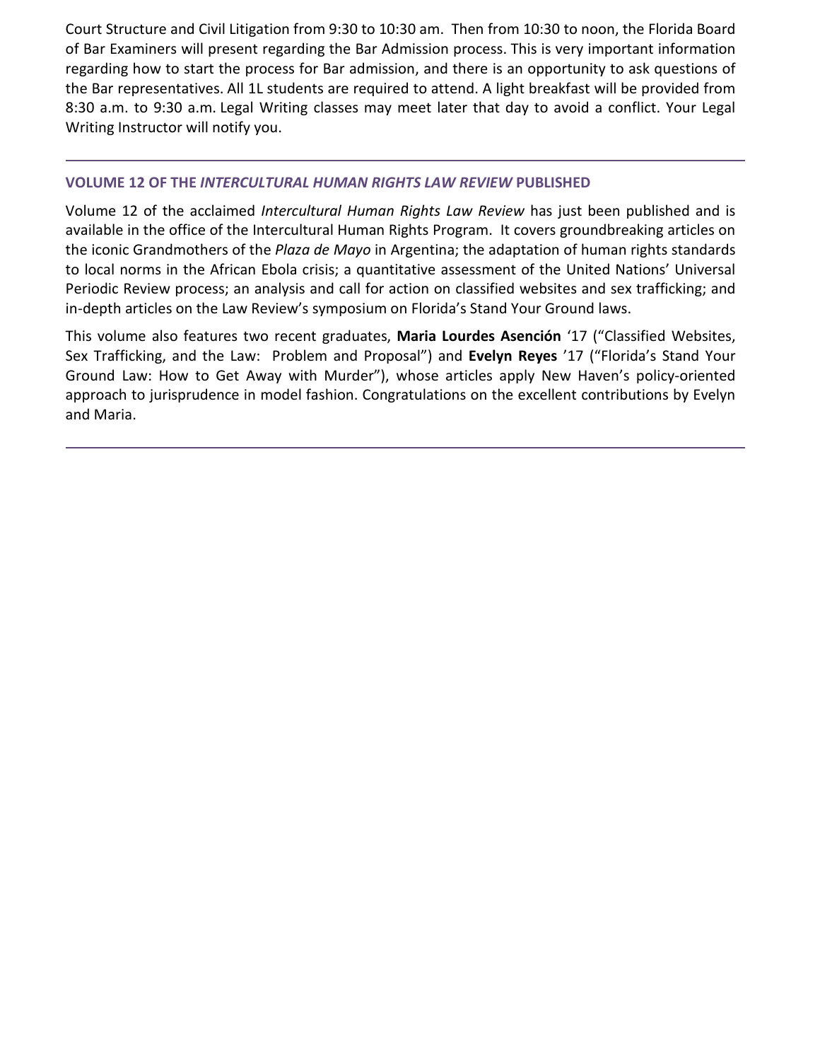Court Structure and Civil Litigation from 9:30 to 10:30 am. Then from 10:30 to noon, the Florida Board of Bar Examiners will present regarding the Bar Admission process. This is very important information regarding how to start the process for Bar admission, and there is an opportunity to ask questions of the Bar representatives. All 1L students are required to attend. A light breakfast will be provided from 8:30 a.m. to 9:30 a.m. Legal Writing classes may meet later that day to avoid a conflict. Your Legal Writing Instructor will notify you.

---

### VOLUME 12 OF THE *INTERCULTURAL HUMAN RIGHTS LAW REVIEW* PUBLISHED

Volume 12 of the acclaimed *Intercultural Human Rights Law Review* has just been published and is available in the office of the Intercultural Human Rights Program. It covers groundbreaking articles on the iconic Grandmothers of the *Plaza de Mayo* in Argentina; the adaptation of human rights standards to local norms in the African Ebola crisis; a quantitative assessment of the United Nations' Universal Periodic Review process; an analysis and call for action on classified websites and sex trafficking; and in-depth articles on the Law Review's symposium on Florida's Stand Your Ground laws.

This volume also features two recent graduates, **Maria Lourdes Asención** '17 ("Classified Websites, Sex Trafficking, and the Law: Problem and Proposal") and **Evelyn Reyes** '17 ("Florida's Stand Your Ground Law: How to Get Away with Murder"), whose articles apply New Haven's policy-oriented approach to jurisprudence in model fashion. Congratulations on the excellent contributions by Evelyn and Maria.

---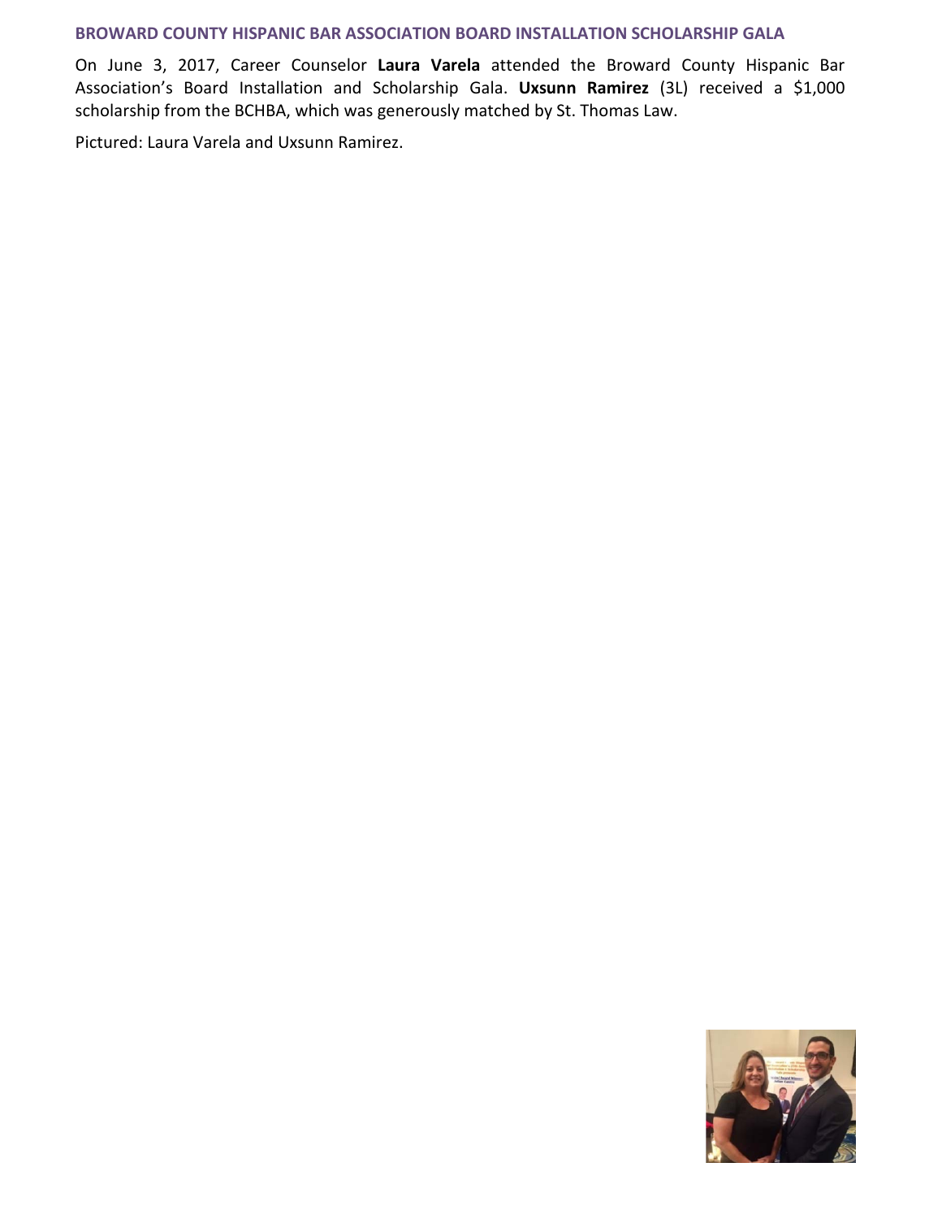## BROWARD COUNTY HISPANIC BAR ASSOCIATION BOARD INSTALLATION SCHOLARSHIP GALA

On June 3, 2017, Career Counselor **Laura Varela** attended the Broward County Hispanic Bar Association's Board Installation and Scholarship Gala. **Uxsunn Ramirez** (3L) received a $1,000 scholarship from the BCHBA, which was generously matched by St. Thomas Law.

Pictured: Laura Varela and Uxsunn Ramirez.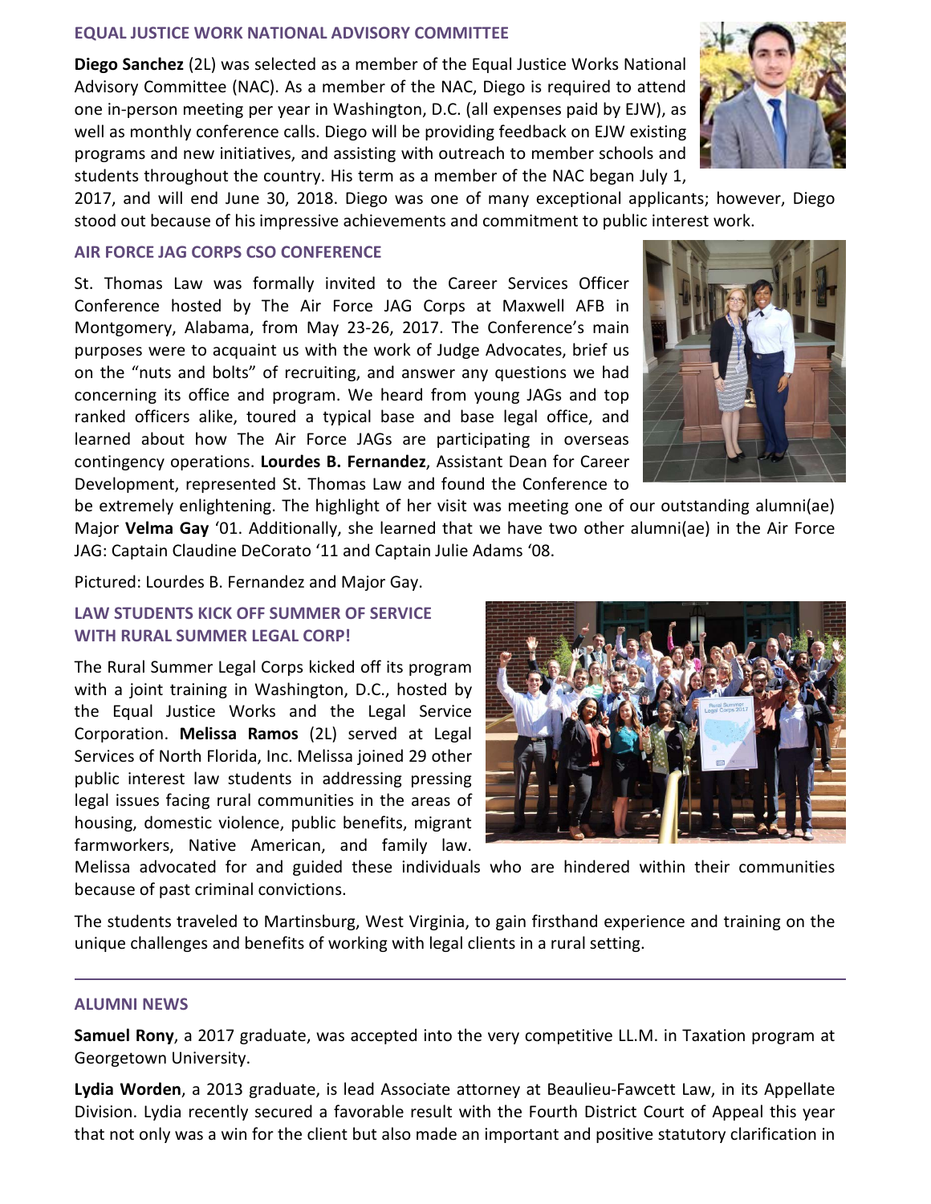### EQUAL JUSTICE WORK NATIONAL ADVISORY COMMITTEE

**Diego Sanchez** (2L) was selected as a member of the Equal Justice Works National Advisory Committee (NAC). As a member of the NAC, Diego is required to attend one in-person meeting per year in Washington, D.C. (all expenses paid by EJW), as well as monthly conference calls. Diego will be providing feedback on EJW existing programs and new initiatives, and assisting with outreach to member schools and students throughout the country. His term as a member of the NAC began July 1, 2017, and will end June 30, 2018. Diego was one of many exceptional applicants; however, Diego stood out because of his impressive achievements and commitment to public interest work.

### AIR FORCE JAG CORPS CSO CONFERENCE

St. Thomas Law was formally invited to the Career Services Officer Conference hosted by The Air Force JAG Corps at Maxwell AFB in Montgomery, Alabama, from May 23-26, 2017. The Conference's main purposes were to acquaint us with the work of Judge Advocates, brief us on the "nuts and bolts" of recruiting, and answer any questions we had concerning its office and program. We heard from young JAGs and top ranked officers alike, toured a typical base and base legal office, and learned about how The Air Force JAGs are participating in overseas contingency operations. **Lourdes B. Fernandez**, Assistant Dean for Career Development, represented St. Thomas Law and found the Conference to be extremely enlightening. The highlight of her visit was meeting one of our outstanding alumni(ae) Major **Velma Gay** '01. Additionally, she learned that we have two other alumni(ae) in the Air Force JAG: Captain Claudine DeCorato '11 and Captain Julie Adams '08.

Pictured: Lourdes B. Fernandez and Major Gay.

### LAW STUDENTS KICK OFF SUMMER OF SERVICE WITH RURAL SUMMER LEGAL CORP!

The Rural Summer Legal Corps kicked off its program with a joint training in Washington, D.C., hosted by the Equal Justice Works and the Legal Service Corporation. **Melissa Ramos** (2L) served at Legal Services of North Florida, Inc. Melissa joined 29 other public interest law students in addressing pressing legal issues facing rural communities in the areas of housing, domestic violence, public benefits, migrant farmworkers, Native American, and family law. Melissa advocated for and guided these individuals who are hindered within their communities because of past criminal convictions.

The students traveled to Martinsburg, West Virginia, to gain firsthand experience and training on the unique challenges and benefits of working with legal clients in a rural setting.

---

### ALUMNI NEWS

**Samuel Rony**, a 2017 graduate, was accepted into the very competitive LL.M. in Taxation program at Georgetown University.

**Lydia Worden**, a 2013 graduate, is lead Associate attorney at Beaulieu-Fawcett Law, in its Appellate Division. Lydia recently secured a favorable result with the Fourth District Court of Appeal this year that not only was a win for the client but also made an important and positive statutory clarification in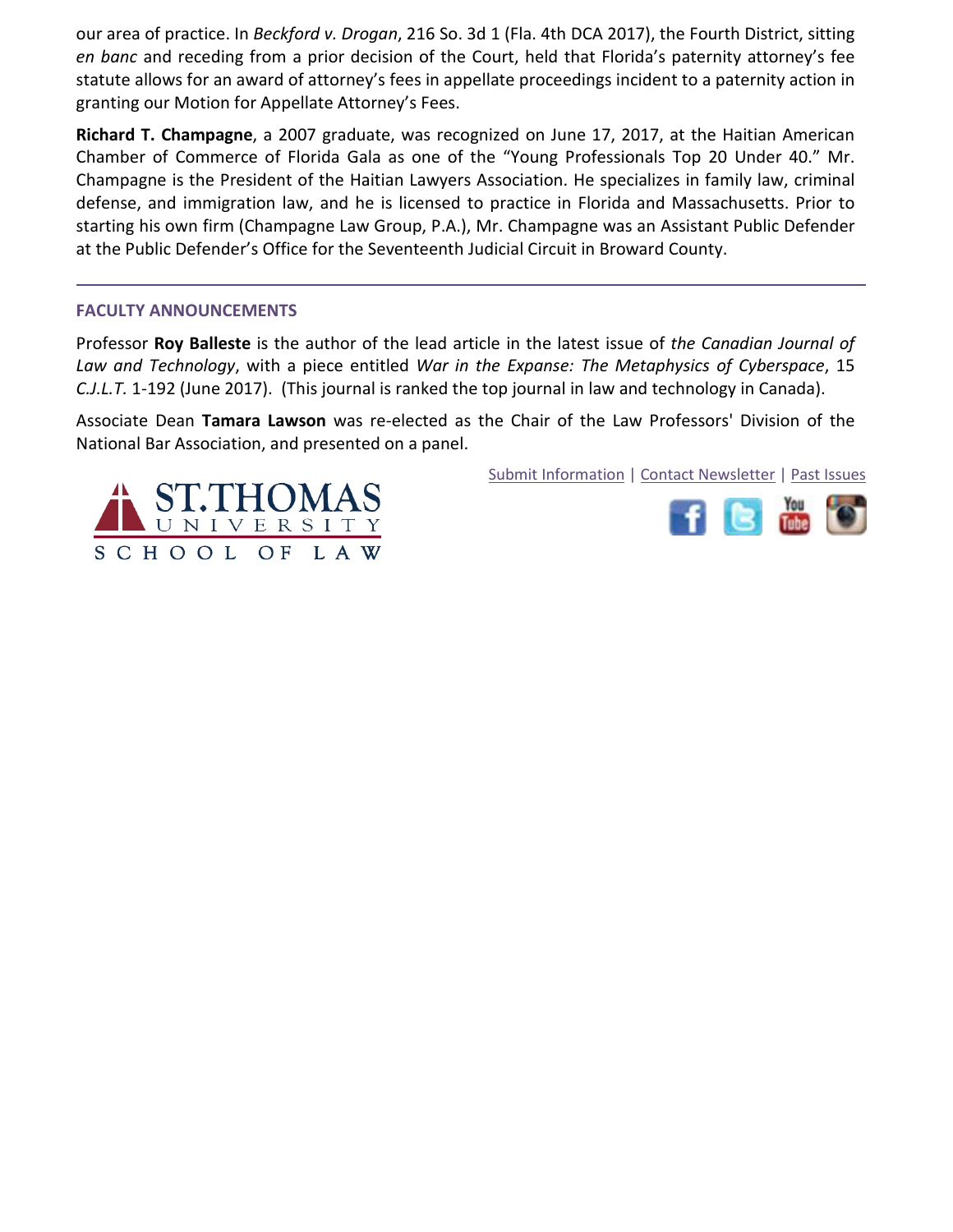our area of practice. In *Beckford v. Drogan*, 216 So. 3d 1 (Fla. 4th DCA 2017), the Fourth District, sitting *en banc* and receding from a prior decision of the Court, held that Florida's paternity attorney's fee statute allows for an award of attorney's fees in appellate proceedings incident to a paternity action in granting our Motion for Appellate Attorney's Fees.

**Richard T. Champagne**, a 2007 graduate, was recognized on June 17, 2017, at the Haitian American Chamber of Commerce of Florida Gala as one of the "Young Professionals Top 20 Under 40." Mr. Champagne is the President of the Haitian Lawyers Association. He specializes in family law, criminal defense, and immigration law, and he is licensed to practice in Florida and Massachusetts. Prior to starting his own firm (Champagne Law Group, P.A.), Mr. Champagne was an Assistant Public Defender at the Public Defender's Office for the Seventeenth Judicial Circuit in Broward County.

---

## FACULTY ANNOUNCEMENTS

Professor **Roy Balleste** is the author of the lead article in the latest issue of *the Canadian Journal of Law and Technology*, with a piece entitled *War in the Expanse: The Metaphysics of Cyberspace*, 15 *C.J.L.T.* 1-192 (June 2017). (This journal is ranked the top journal in law and technology in Canada).

Associate Dean **Tamara Lawson** was re-elected as the Chair of the Law Professors' Division of the National Bar Association, and presented on a panel.

ST.THOMAS UNIVERSITY SCHOOL OF LAW

Submit Information | Contact Newsletter | Past Issues